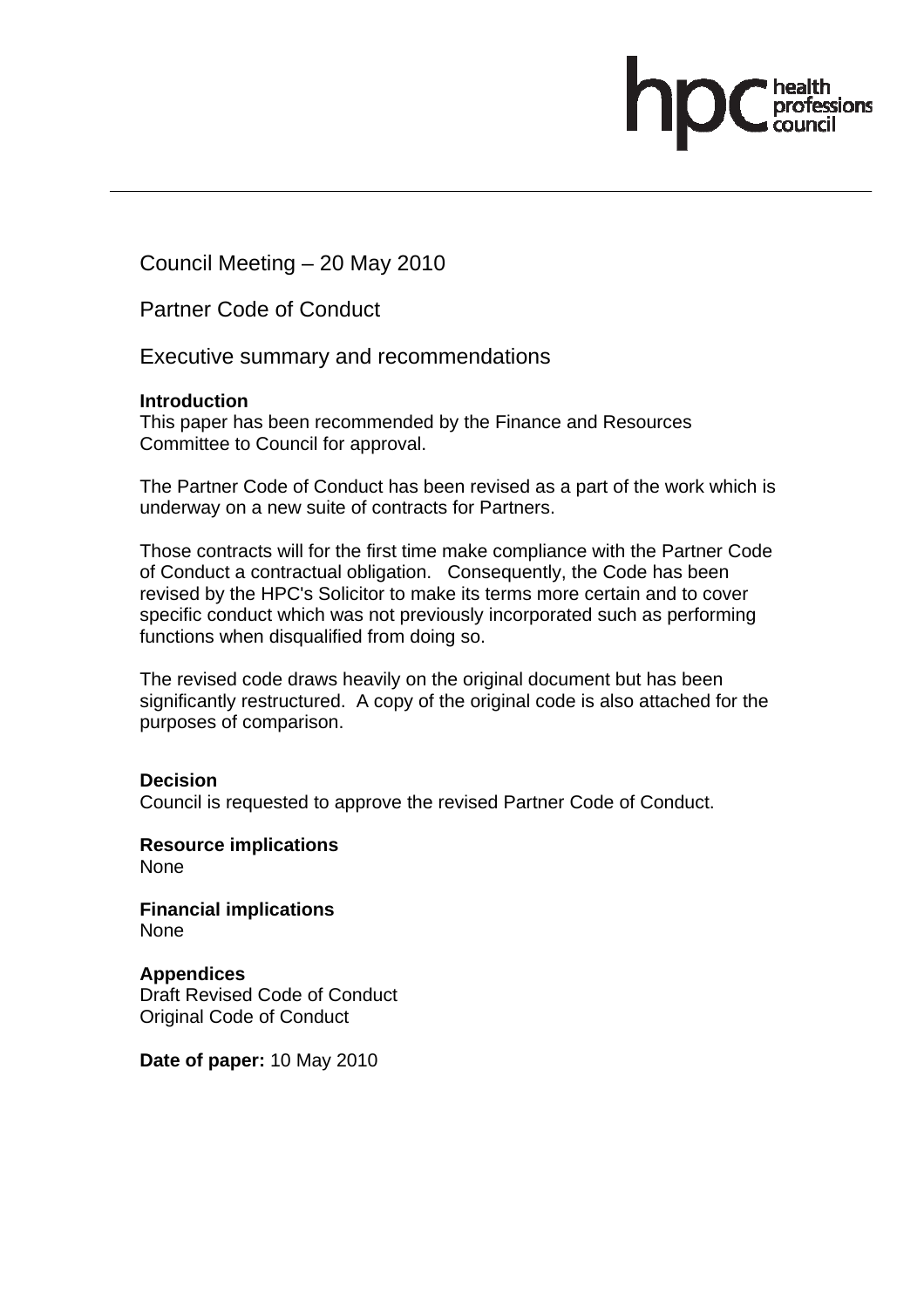Council Meeting – 20 May 2010

Partner Code of Conduct

Executive summary and recommendations

**Introduction**
This paper has been recommended by the Finance and Resources Committee to Council for approval.

The Partner Code of Conduct has been revised as a part of the work which is underway on a new suite of contracts for Partners.

Those contracts will for the first time make compliance with the Partner Code of Conduct a contractual obligation. Consequently, the Code has been revised by the HPC's Solicitor to make its terms more certain and to cover specific conduct which was not previously incorporated such as performing functions when disqualified from doing so.

The revised code draws heavily on the original document but has been significantly restructured. A copy of the original code is also attached for the purposes of comparison.

**Decision**
Council is requested to approve the revised Partner Code of Conduct.

**Resource implications**
None

**Financial implications**
None

**Appendices**
Draft Revised Code of Conduct
Original Code of Conduct

**Date of paper:** 10 May 2010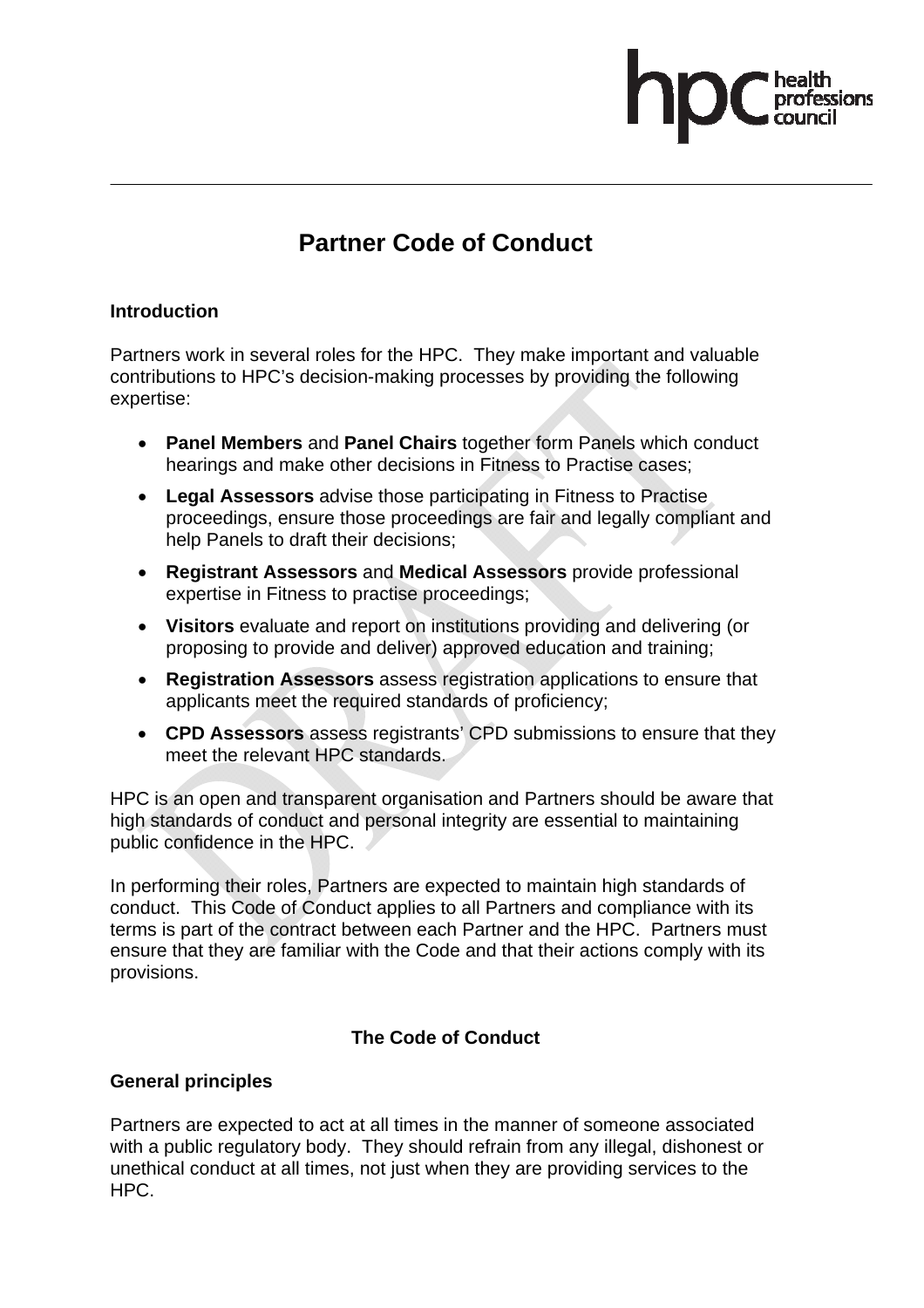# Partner Code of Conduct

## Introduction

Partners work in several roles for the HPC. They make important and valuable contributions to HPC's decision-making processes by providing the following expertise:

- **Panel Members** and **Panel Chairs** together form Panels which conduct hearings and make other decisions in Fitness to Practise cases;
- **Legal Assessors** advise those participating in Fitness to Practise proceedings, ensure those proceedings are fair and legally compliant and help Panels to draft their decisions;
- **Registrant Assessors** and **Medical Assessors** provide professional expertise in Fitness to practise proceedings;
- **Visitors** evaluate and report on institutions providing and delivering (or proposing to provide and deliver) approved education and training;
- **Registration Assessors** assess registration applications to ensure that applicants meet the required standards of proficiency;
- **CPD Assessors** assess registrants' CPD submissions to ensure that they meet the relevant HPC standards.

HPC is an open and transparent organisation and Partners should be aware that high standards of conduct and personal integrity are essential to maintaining public confidence in the HPC.

In performing their roles, Partners are expected to maintain high standards of conduct. This Code of Conduct applies to all Partners and compliance with its terms is part of the contract between each Partner and the HPC. Partners must ensure that they are familiar with the Code and that their actions comply with its provisions.

## The Code of Conduct

### General principles

Partners are expected to act at all times in the manner of someone associated with a public regulatory body. They should refrain from any illegal, dishonest or unethical conduct at all times, not just when they are providing services to the HPC.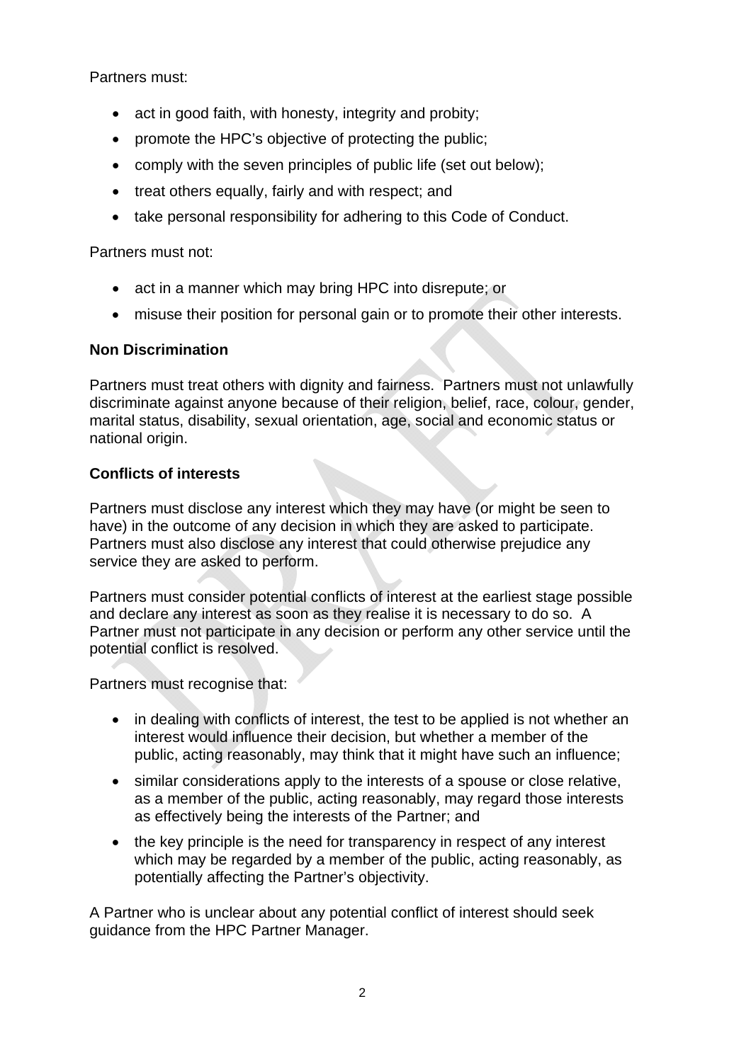Partners must:

- act in good faith, with honesty, integrity and probity;
- promote the HPC's objective of protecting the public;
- comply with the seven principles of public life (set out below);
- treat others equally, fairly and with respect; and
- take personal responsibility for adhering to this Code of Conduct.

Partners must not:

- act in a manner which may bring HPC into disrepute; or
- misuse their position for personal gain or to promote their other interests.

**Non Discrimination**

Partners must treat others with dignity and fairness. Partners must not unlawfully discriminate against anyone because of their religion, belief, race, colour, gender, marital status, disability, sexual orientation, age, social and economic status or national origin.

**Conflicts of interests**

Partners must disclose any interest which they may have (or might be seen to have) in the outcome of any decision in which they are asked to participate. Partners must also disclose any interest that could otherwise prejudice any service they are asked to perform.

Partners must consider potential conflicts of interest at the earliest stage possible and declare any interest as soon as they realise it is necessary to do so. A Partner must not participate in any decision or perform any other service until the potential conflict is resolved.

Partners must recognise that:

- in dealing with conflicts of interest, the test to be applied is not whether an interest would influence their decision, but whether a member of the public, acting reasonably, may think that it might have such an influence;
- similar considerations apply to the interests of a spouse or close relative, as a member of the public, acting reasonably, may regard those interests as effectively being the interests of the Partner; and
- the key principle is the need for transparency in respect of any interest which may be regarded by a member of the public, acting reasonably, as potentially affecting the Partner's objectivity.

A Partner who is unclear about any potential conflict of interest should seek guidance from the HPC Partner Manager.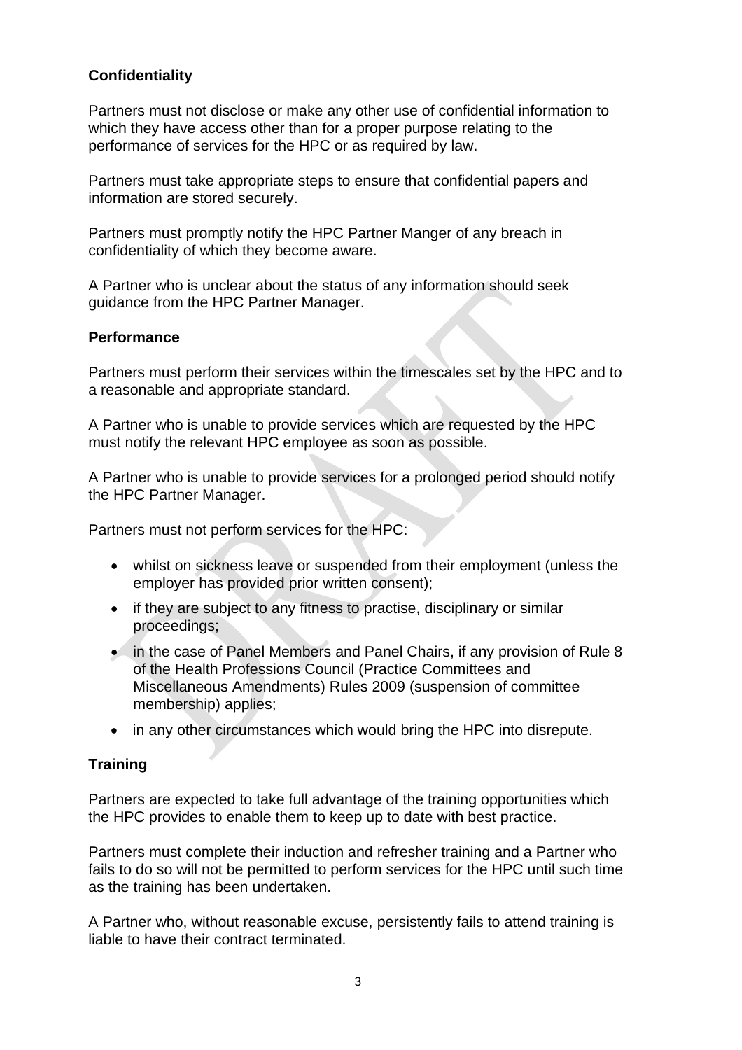**Confidentiality**

Partners must not disclose or make any other use of confidential information to which they have access other than for a proper purpose relating to the performance of services for the HPC or as required by law.

Partners must take appropriate steps to ensure that confidential papers and information are stored securely.

Partners must promptly notify the HPC Partner Manger of any breach in confidentiality of which they become aware.

A Partner who is unclear about the status of any information should seek guidance from the HPC Partner Manager.

**Performance**

Partners must perform their services within the timescales set by the HPC and to a reasonable and appropriate standard.

A Partner who is unable to provide services which are requested by the HPC must notify the relevant HPC employee as soon as possible.

A Partner who is unable to provide services for a prolonged period should notify the HPC Partner Manager.

Partners must not perform services for the HPC:

- whilst on sickness leave or suspended from their employment (unless the employer has provided prior written consent);
- if they are subject to any fitness to practise, disciplinary or similar proceedings;
- in the case of Panel Members and Panel Chairs, if any provision of Rule 8 of the Health Professions Council (Practice Committees and Miscellaneous Amendments) Rules 2009 (suspension of committee membership) applies;
- in any other circumstances which would bring the HPC into disrepute.

**Training**

Partners are expected to take full advantage of the training opportunities which the HPC provides to enable them to keep up to date with best practice.

Partners must complete their induction and refresher training and a Partner who fails to do so will not be permitted to perform services for the HPC until such time as the training has been undertaken.

A Partner who, without reasonable excuse, persistently fails to attend training is liable to have their contract terminated.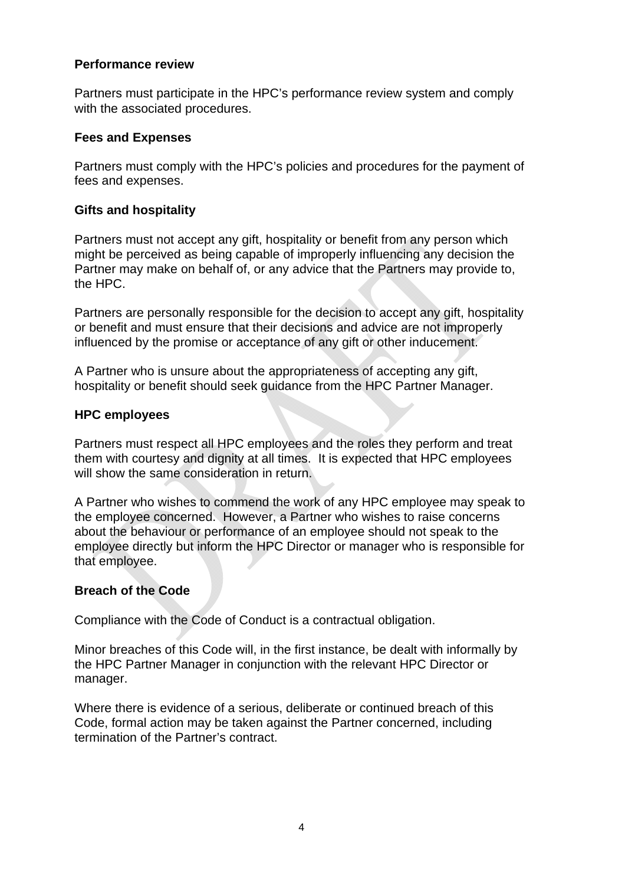**Performance review**

Partners must participate in the HPC's performance review system and comply with the associated procedures.

**Fees and Expenses**

Partners must comply with the HPC's policies and procedures for the payment of fees and expenses.

**Gifts and hospitality**

Partners must not accept any gift, hospitality or benefit from any person which might be perceived as being capable of improperly influencing any decision the Partner may make on behalf of, or any advice that the Partners may provide to, the HPC.

Partners are personally responsible for the decision to accept any gift, hospitality or benefit and must ensure that their decisions and advice are not improperly influenced by the promise or acceptance of any gift or other inducement.

A Partner who is unsure about the appropriateness of accepting any gift, hospitality or benefit should seek guidance from the HPC Partner Manager.

**HPC employees**

Partners must respect all HPC employees and the roles they perform and treat them with courtesy and dignity at all times. It is expected that HPC employees will show the same consideration in return.

A Partner who wishes to commend the work of any HPC employee may speak to the employee concerned. However, a Partner who wishes to raise concerns about the behaviour or performance of an employee should not speak to the employee directly but inform the HPC Director or manager who is responsible for that employee.

**Breach of the Code**

Compliance with the Code of Conduct is a contractual obligation.

Minor breaches of this Code will, in the first instance, be dealt with informally by the HPC Partner Manager in conjunction with the relevant HPC Director or manager.

Where there is evidence of a serious, deliberate or continued breach of this Code, formal action may be taken against the Partner concerned, including termination of the Partner's contract.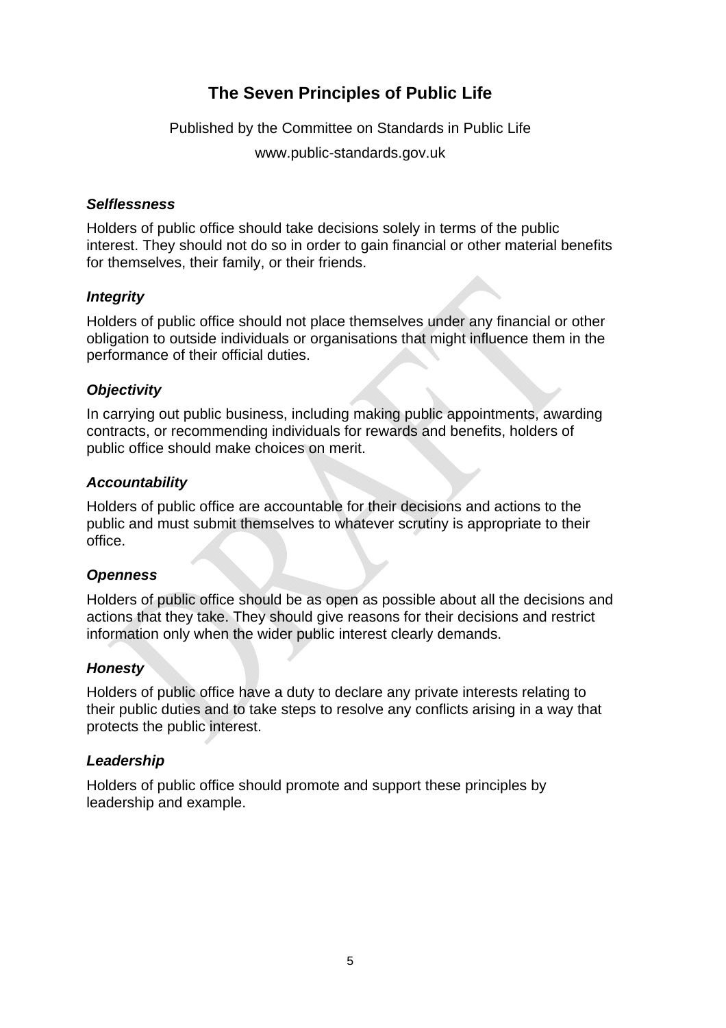# The Seven Principles of Public Life

Published by the Committee on Standards in Public Life

www.public-standards.gov.uk

### *Selflessness*

Holders of public office should take decisions solely in terms of the public interest. They should not do so in order to gain financial or other material benefits for themselves, their family, or their friends.

### *Integrity*

Holders of public office should not place themselves under any financial or other obligation to outside individuals or organisations that might influence them in the performance of their official duties.

### *Objectivity*

In carrying out public business, including making public appointments, awarding contracts, or recommending individuals for rewards and benefits, holders of public office should make choices on merit.

### *Accountability*

Holders of public office are accountable for their decisions and actions to the public and must submit themselves to whatever scrutiny is appropriate to their office.

### *Openness*

Holders of public office should be as open as possible about all the decisions and actions that they take. They should give reasons for their decisions and restrict information only when the wider public interest clearly demands.

### *Honesty*

Holders of public office have a duty to declare any private interests relating to their public duties and to take steps to resolve any conflicts arising in a way that protects the public interest.

### *Leadership*

Holders of public office should promote and support these principles by leadership and example.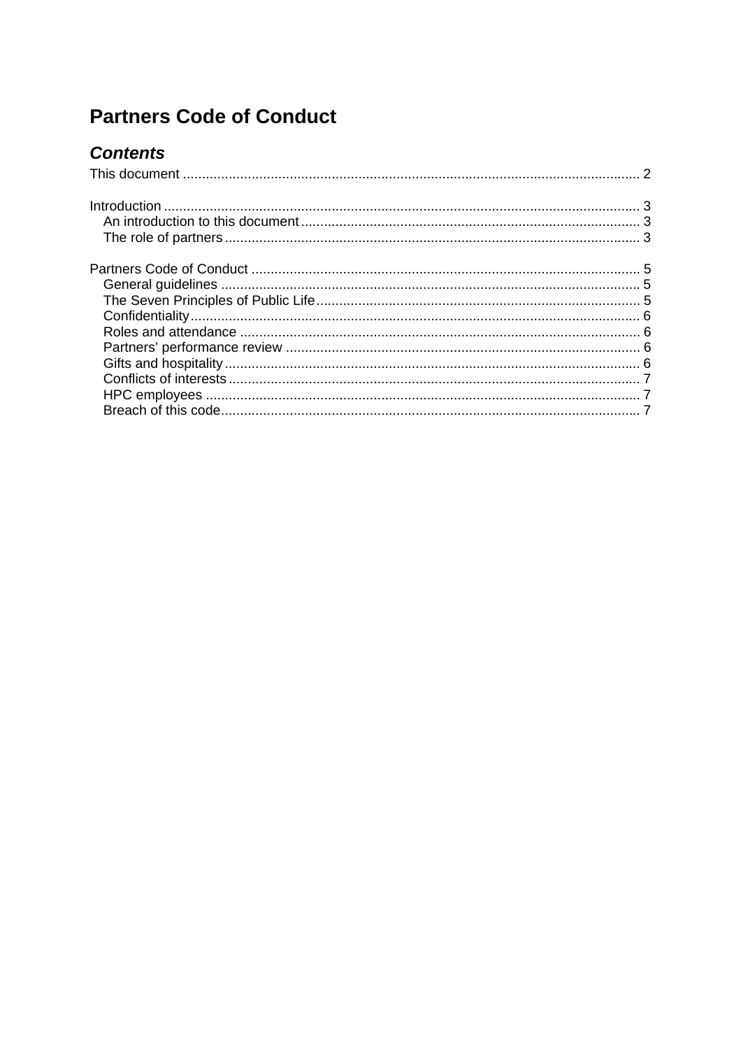# Partners Code of Conduct

## *Contents*

This document ........................................................................................................................ 2

Introduction ............................................................................................................................ 3
- An introduction to this document ......................................................................................... 3
- The role of partners ............................................................................................................. 3

Partners Code of Conduct ...................................................................................................... 5
- General guidelines ............................................................................................................. 5
- The Seven Principles of Public Life ..................................................................................... 5
- Confidentiality ..................................................................................................................... 6
- Roles and attendance ......................................................................................................... 6
- Partners' performance review ............................................................................................. 6
- Gifts and hospitality ............................................................................................................ 6
- Conflicts of interests ........................................................................................................... 7
- HPC employees .................................................................................................................. 7
- Breach of this code ............................................................................................................. 7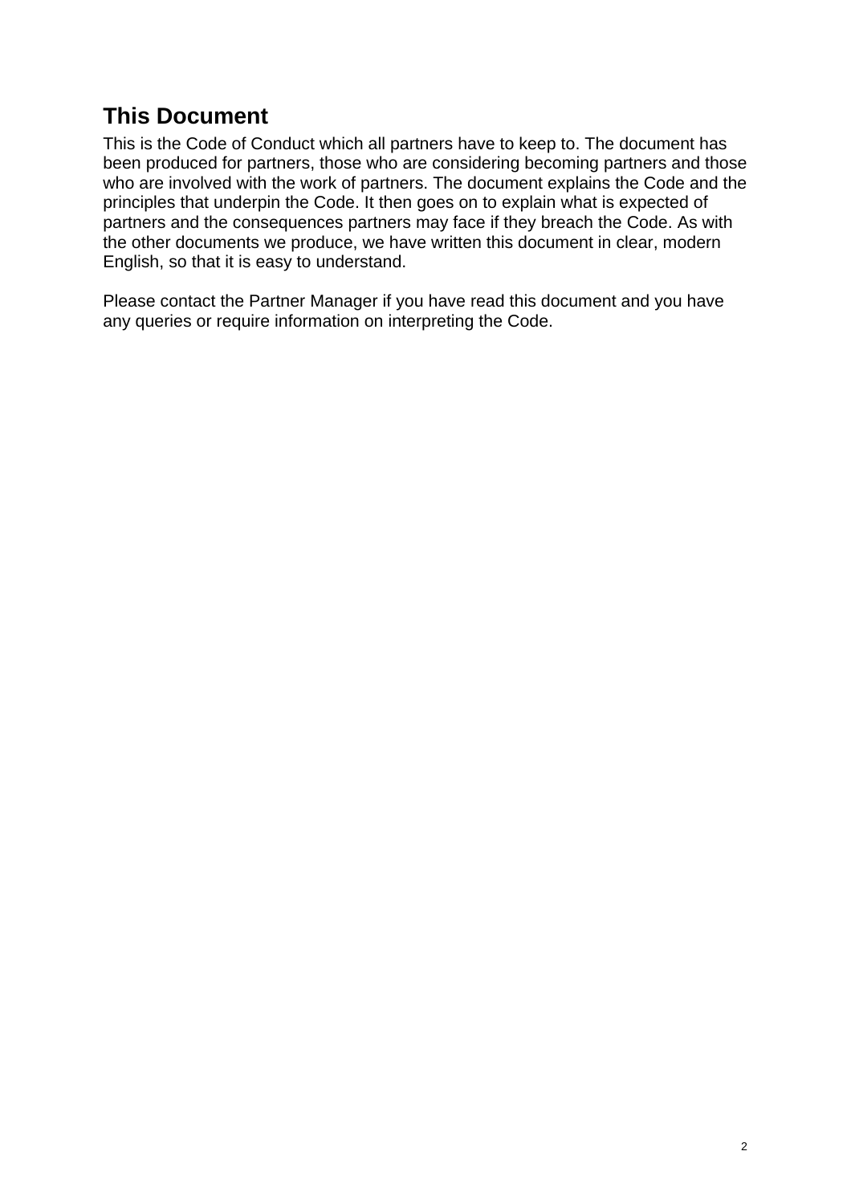## This Document

This is the Code of Conduct which all partners have to keep to. The document has been produced for partners, those who are considering becoming partners and those who are involved with the work of partners. The document explains the Code and the principles that underpin the Code. It then goes on to explain what is expected of partners and the consequences partners may face if they breach the Code. As with the other documents we produce, we have written this document in clear, modern English, so that it is easy to understand.

Please contact the Partner Manager if you have read this document and you have any queries or require information on interpreting the Code.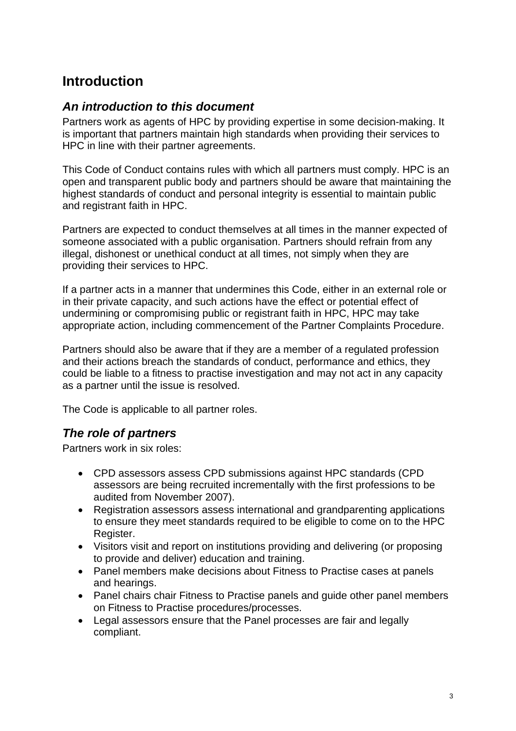# Introduction

## *An introduction to this document*

Partners work as agents of HPC by providing expertise in some decision-making. It is important that partners maintain high standards when providing their services to HPC in line with their partner agreements.

This Code of Conduct contains rules with which all partners must comply. HPC is an open and transparent public body and partners should be aware that maintaining the highest standards of conduct and personal integrity is essential to maintain public and registrant faith in HPC.

Partners are expected to conduct themselves at all times in the manner expected of someone associated with a public organisation. Partners should refrain from any illegal, dishonest or unethical conduct at all times, not simply when they are providing their services to HPC.

If a partner acts in a manner that undermines this Code, either in an external role or in their private capacity, and such actions have the effect or potential effect of undermining or compromising public or registrant faith in HPC, HPC may take appropriate action, including commencement of the Partner Complaints Procedure.

Partners should also be aware that if they are a member of a regulated profession and their actions breach the standards of conduct, performance and ethics, they could be liable to a fitness to practise investigation and may not act in any capacity as a partner until the issue is resolved.

The Code is applicable to all partner roles.

## *The role of partners*

Partners work in six roles:

- CPD assessors assess CPD submissions against HPC standards (CPD assessors are being recruited incrementally with the first professions to be audited from November 2007).
- Registration assessors assess international and grandparenting applications to ensure they meet standards required to be eligible to come on to the HPC Register.
- Visitors visit and report on institutions providing and delivering (or proposing to provide and deliver) education and training.
- Panel members make decisions about Fitness to Practise cases at panels and hearings.
- Panel chairs chair Fitness to Practise panels and guide other panel members on Fitness to Practise procedures/processes.
- Legal assessors ensure that the Panel processes are fair and legally compliant.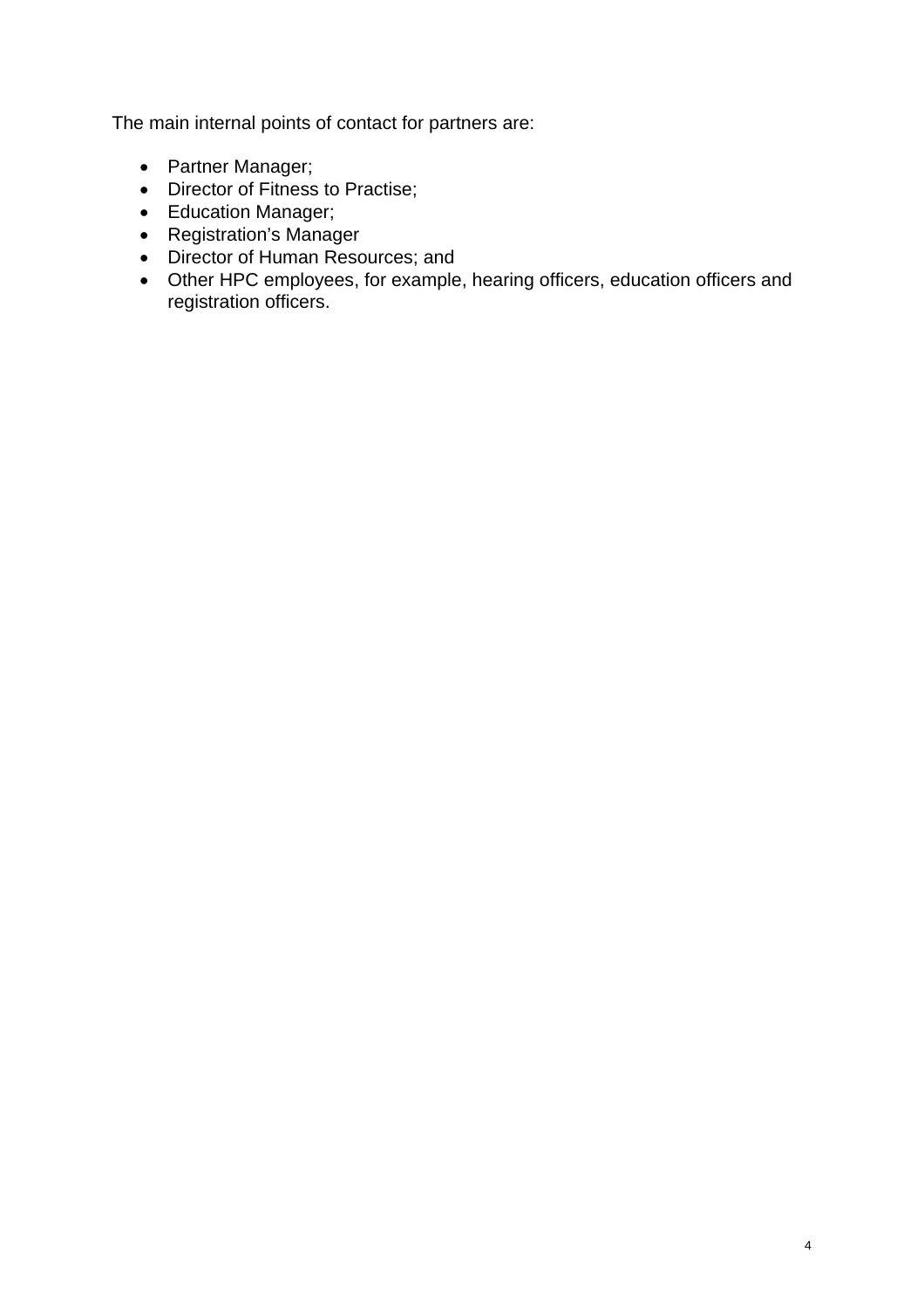The main internal points of contact for partners are:

- Partner Manager;
- Director of Fitness to Practise;
- Education Manager;
- Registration's Manager
- Director of Human Resources; and
- Other HPC employees, for example, hearing officers, education officers and registration officers.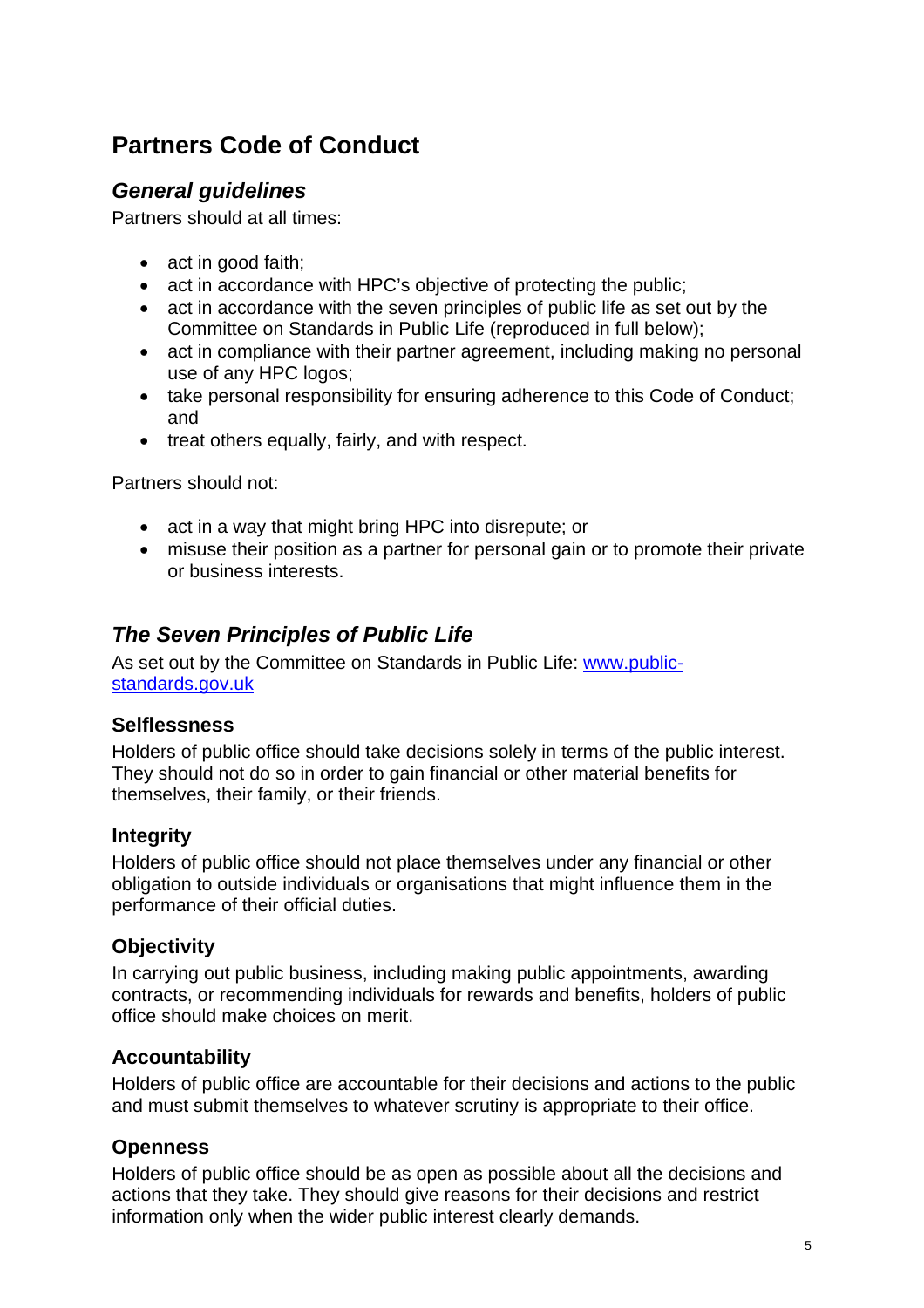# Partners Code of Conduct

## *General guidelines*

Partners should at all times:

- act in good faith;
- act in accordance with HPC's objective of protecting the public;
- act in accordance with the seven principles of public life as set out by the Committee on Standards in Public Life (reproduced in full below);
- act in compliance with their partner agreement, including making no personal use of any HPC logos;
- take personal responsibility for ensuring adherence to this Code of Conduct; and
- treat others equally, fairly, and with respect.

Partners should not:

- act in a way that might bring HPC into disrepute; or
- misuse their position as a partner for personal gain or to promote their private or business interests.

## *The Seven Principles of Public Life*

As set out by the Committee on Standards in Public Life: [www.public-standards.gov.uk](http://www.public-standards.gov.uk)

### Selflessness

Holders of public office should take decisions solely in terms of the public interest. They should not do so in order to gain financial or other material benefits for themselves, their family, or their friends.

### Integrity

Holders of public office should not place themselves under any financial or other obligation to outside individuals or organisations that might influence them in the performance of their official duties.

### Objectivity

In carrying out public business, including making public appointments, awarding contracts, or recommending individuals for rewards and benefits, holders of public office should make choices on merit.

### Accountability

Holders of public office are accountable for their decisions and actions to the public and must submit themselves to whatever scrutiny is appropriate to their office.

### Openness

Holders of public office should be as open as possible about all the decisions and actions that they take. They should give reasons for their decisions and restrict information only when the wider public interest clearly demands.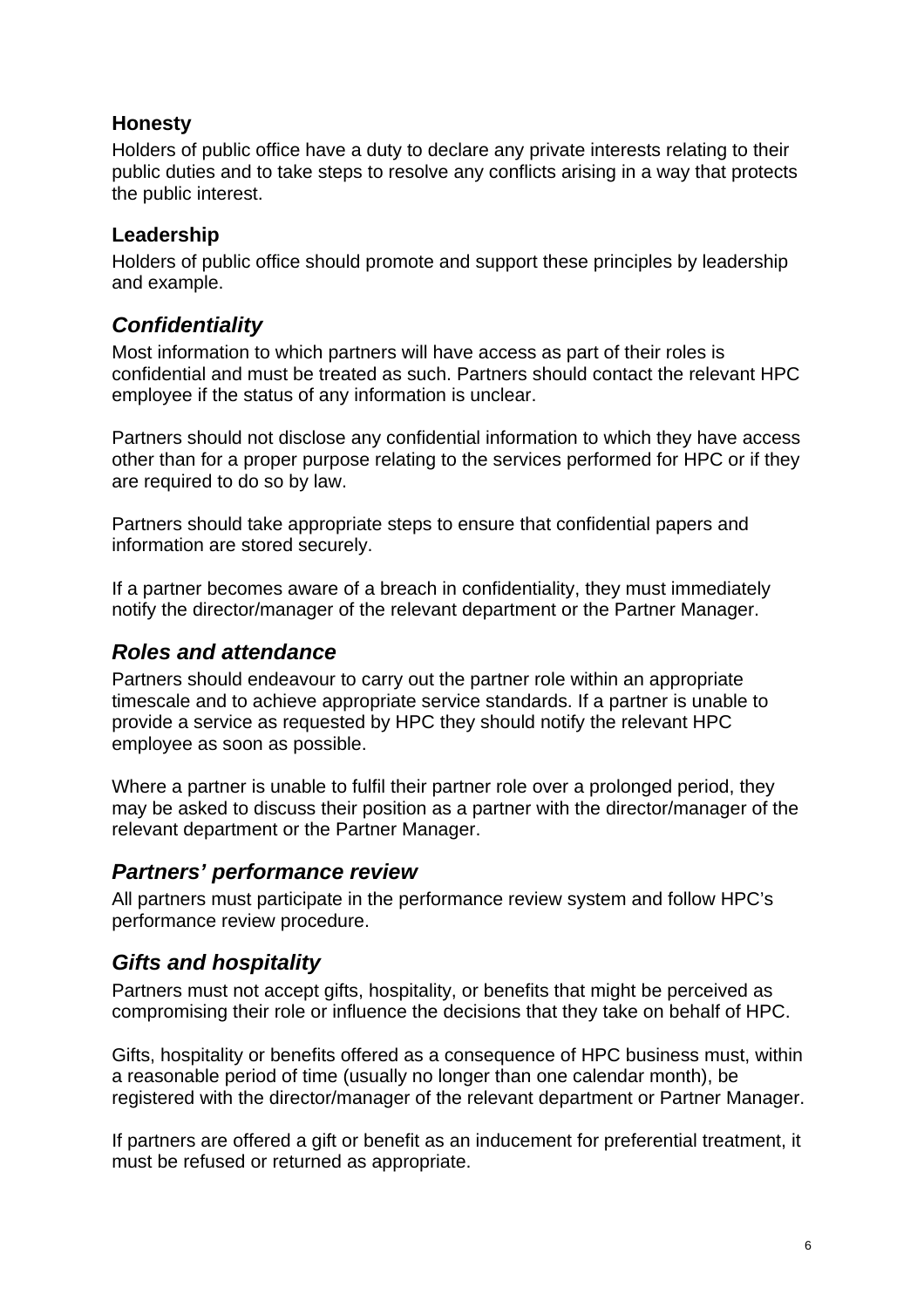### Honesty

Holders of public office have a duty to declare any private interests relating to their public duties and to take steps to resolve any conflicts arising in a way that protects the public interest.

### Leadership

Holders of public office should promote and support these principles by leadership and example.

## *Confidentiality*

Most information to which partners will have access as part of their roles is confidential and must be treated as such. Partners should contact the relevant HPC employee if the status of any information is unclear.

Partners should not disclose any confidential information to which they have access other than for a proper purpose relating to the services performed for HPC or if they are required to do so by law.

Partners should take appropriate steps to ensure that confidential papers and information are stored securely.

If a partner becomes aware of a breach in confidentiality, they must immediately notify the director/manager of the relevant department or the Partner Manager.

## *Roles and attendance*

Partners should endeavour to carry out the partner role within an appropriate timescale and to achieve appropriate service standards. If a partner is unable to provide a service as requested by HPC they should notify the relevant HPC employee as soon as possible.

Where a partner is unable to fulfil their partner role over a prolonged period, they may be asked to discuss their position as a partner with the director/manager of the relevant department or the Partner Manager.

## *Partners' performance review*

All partners must participate in the performance review system and follow HPC's performance review procedure.

## *Gifts and hospitality*

Partners must not accept gifts, hospitality, or benefits that might be perceived as compromising their role or influence the decisions that they take on behalf of HPC.

Gifts, hospitality or benefits offered as a consequence of HPC business must, within a reasonable period of time (usually no longer than one calendar month), be registered with the director/manager of the relevant department or Partner Manager.

If partners are offered a gift or benefit as an inducement for preferential treatment, it must be refused or returned as appropriate.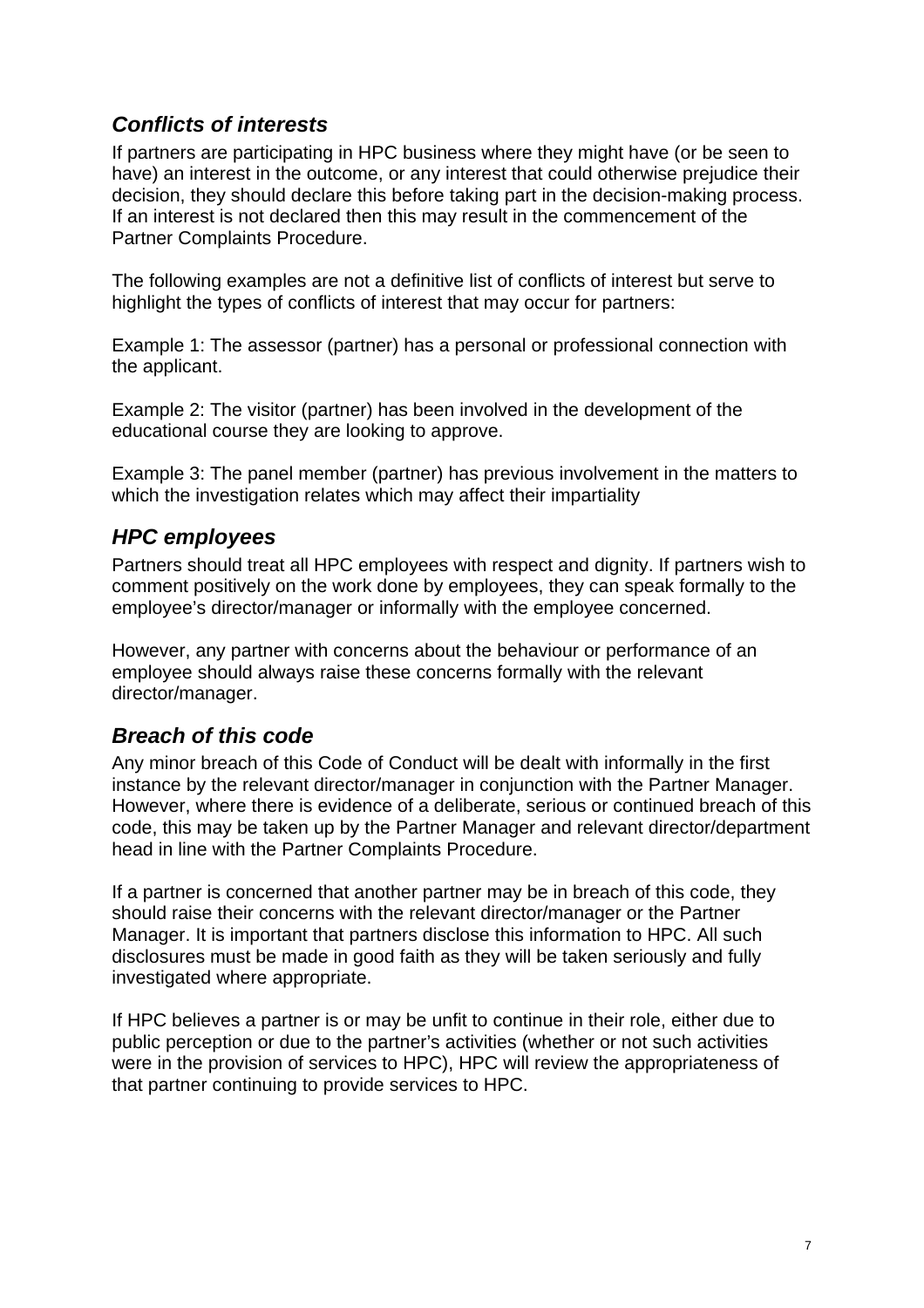## *Conflicts of interests*

If partners are participating in HPC business where they might have (or be seen to have) an interest in the outcome, or any interest that could otherwise prejudice their decision, they should declare this before taking part in the decision-making process. If an interest is not declared then this may result in the commencement of the Partner Complaints Procedure.

The following examples are not a definitive list of conflicts of interest but serve to highlight the types of conflicts of interest that may occur for partners:

Example 1: The assessor (partner) has a personal or professional connection with the applicant.

Example 2: The visitor (partner) has been involved in the development of the educational course they are looking to approve.

Example 3: The panel member (partner) has previous involvement in the matters to which the investigation relates which may affect their impartiality

## *HPC employees*

Partners should treat all HPC employees with respect and dignity. If partners wish to comment positively on the work done by employees, they can speak formally to the employee's director/manager or informally with the employee concerned.

However, any partner with concerns about the behaviour or performance of an employee should always raise these concerns formally with the relevant director/manager.

## *Breach of this code*

Any minor breach of this Code of Conduct will be dealt with informally in the first instance by the relevant director/manager in conjunction with the Partner Manager. However, where there is evidence of a deliberate, serious or continued breach of this code, this may be taken up by the Partner Manager and relevant director/department head in line with the Partner Complaints Procedure.

If a partner is concerned that another partner may be in breach of this code, they should raise their concerns with the relevant director/manager or the Partner Manager. It is important that partners disclose this information to HPC. All such disclosures must be made in good faith as they will be taken seriously and fully investigated where appropriate.

If HPC believes a partner is or may be unfit to continue in their role, either due to public perception or due to the partner's activities (whether or not such activities were in the provision of services to HPC), HPC will review the appropriateness of that partner continuing to provide services to HPC.